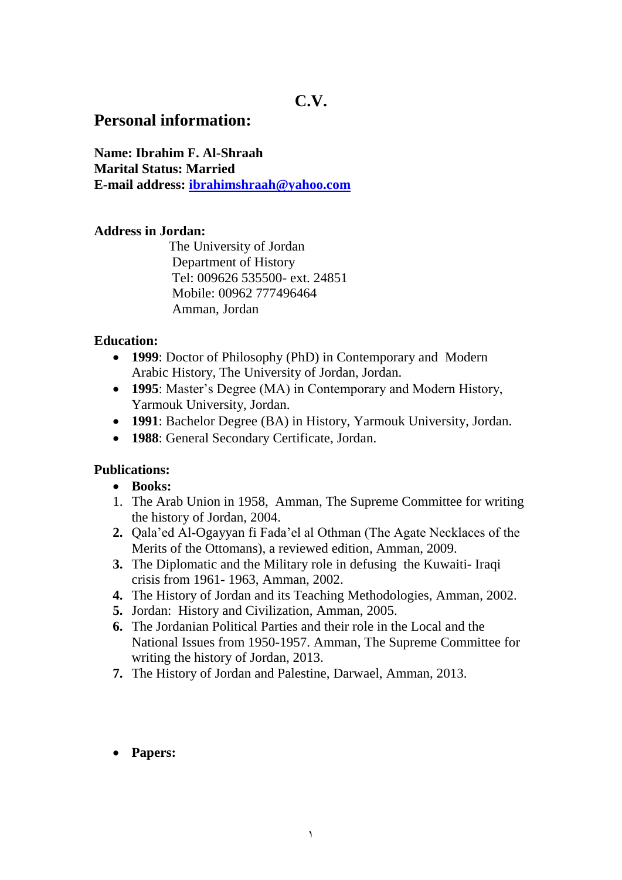# C.V.

## Personal information:

**Name: Ibrahim F. Al-Shraah**
**Marital Status: Married**
**E-mail address: [ibrahimshraah@yahoo.com](mailto:ibrahimshraah@yahoo.com)**

**Address in Jordan:**

The University of Jordan
Department of History
Tel: 009626 535500- ext. 24851
Mobile: 00962 777496464
Amman, Jordan

**Education:**

- **1999**: Doctor of Philosophy (PhD) in Contemporary and Modern Arabic History, The University of Jordan, Jordan.
- **1995**: Master's Degree (MA) in Contemporary and Modern History, Yarmouk University, Jordan.
- **1991**: Bachelor Degree (BA) in History, Yarmouk University, Jordan.
- **1988**: General Secondary Certificate, Jordan.

**Publications:**

- **Books:**

1. The Arab Union in 1958, Amman, The Supreme Committee for writing the history of Jordan, 2004.
2. Qala'ed Al-Ogayyan fi Fada'el al Othman (The Agate Necklaces of the Merits of the Ottomans), a reviewed edition, Amman, 2009.
3. The Diplomatic and the Military role in defusing the Kuwaiti- Iraqi crisis from 1961- 1963, Amman, 2002.
4. The History of Jordan and its Teaching Methodologies, Amman, 2002.
5. Jordan: History and Civilization, Amman, 2005.
6. The Jordanian Political Parties and their role in the Local and the National Issues from 1950-1957. Amman, The Supreme Committee for writing the history of Jordan, 2013.
7. The History of Jordan and Palestine, Darwael, Amman, 2013.

- **Papers:**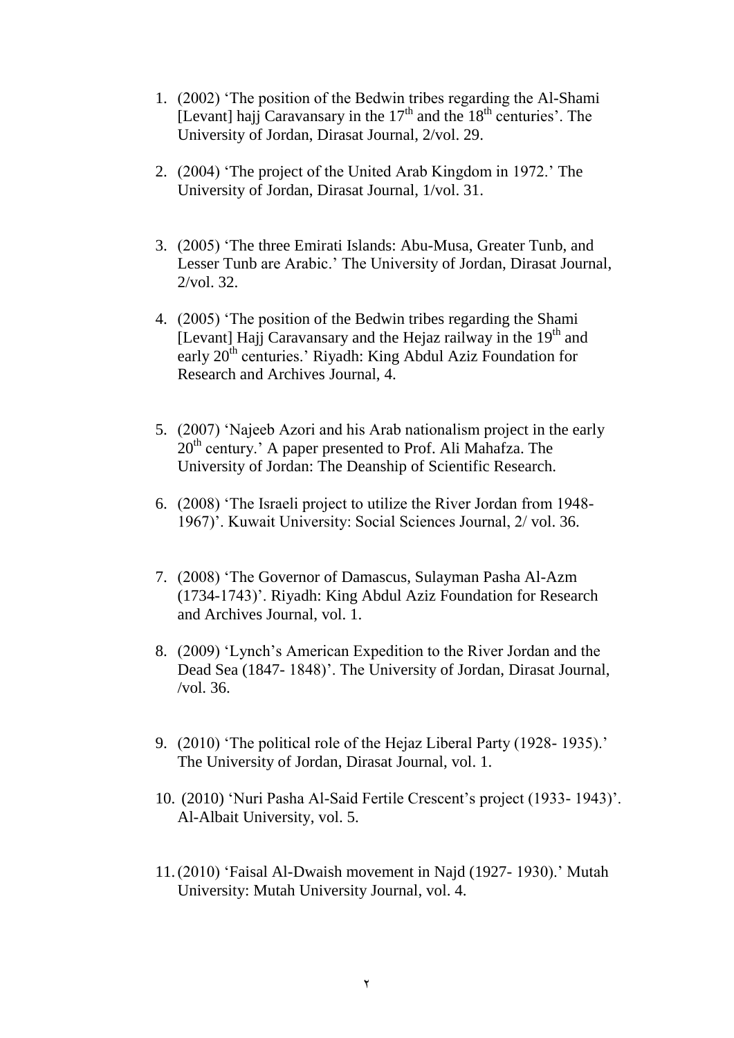1. (2002) 'The position of the Bedwin tribes regarding the Al-Shami [Levant] hajj Caravansary in the 17th and the 18th centuries'. The University of Jordan, Dirasat Journal, 2/vol. 29.

2. (2004) 'The project of the United Arab Kingdom in 1972.' The University of Jordan, Dirasat Journal, 1/vol. 31.

3. (2005) 'The three Emirati Islands: Abu-Musa, Greater Tunb, and Lesser Tunb are Arabic.' The University of Jordan, Dirasat Journal, 2/vol. 32.

4. (2005) 'The position of the Bedwin tribes regarding the Shami [Levant] Hajj Caravansary and the Hejaz railway in the 19th and early 20th centuries.' Riyadh: King Abdul Aziz Foundation for Research and Archives Journal, 4.

5. (2007) 'Najeeb Azori and his Arab nationalism project in the early 20th century.' A paper presented to Prof. Ali Mahafza. The University of Jordan: The Deanship of Scientific Research.

6. (2008) 'The Israeli project to utilize the River Jordan from 1948-1967)'. Kuwait University: Social Sciences Journal, 2/ vol. 36.

7. (2008) 'The Governor of Damascus, Sulayman Pasha Al-Azm (1734-1743)'. Riyadh: King Abdul Aziz Foundation for Research and Archives Journal, vol. 1.

8. (2009) 'Lynch's American Expedition to the River Jordan and the Dead Sea (1847- 1848)'. The University of Jordan, Dirasat Journal, /vol. 36.

9. (2010) 'The political role of the Hejaz Liberal Party (1928- 1935).' The University of Jordan, Dirasat Journal, vol. 1.

10. (2010) 'Nuri Pasha Al-Said Fertile Crescent's project (1933- 1943)'. Al-Albait University, vol. 5.

11. (2010) 'Faisal Al-Dwaish movement in Najd (1927- 1930).' Mutah University: Mutah University Journal, vol. 4.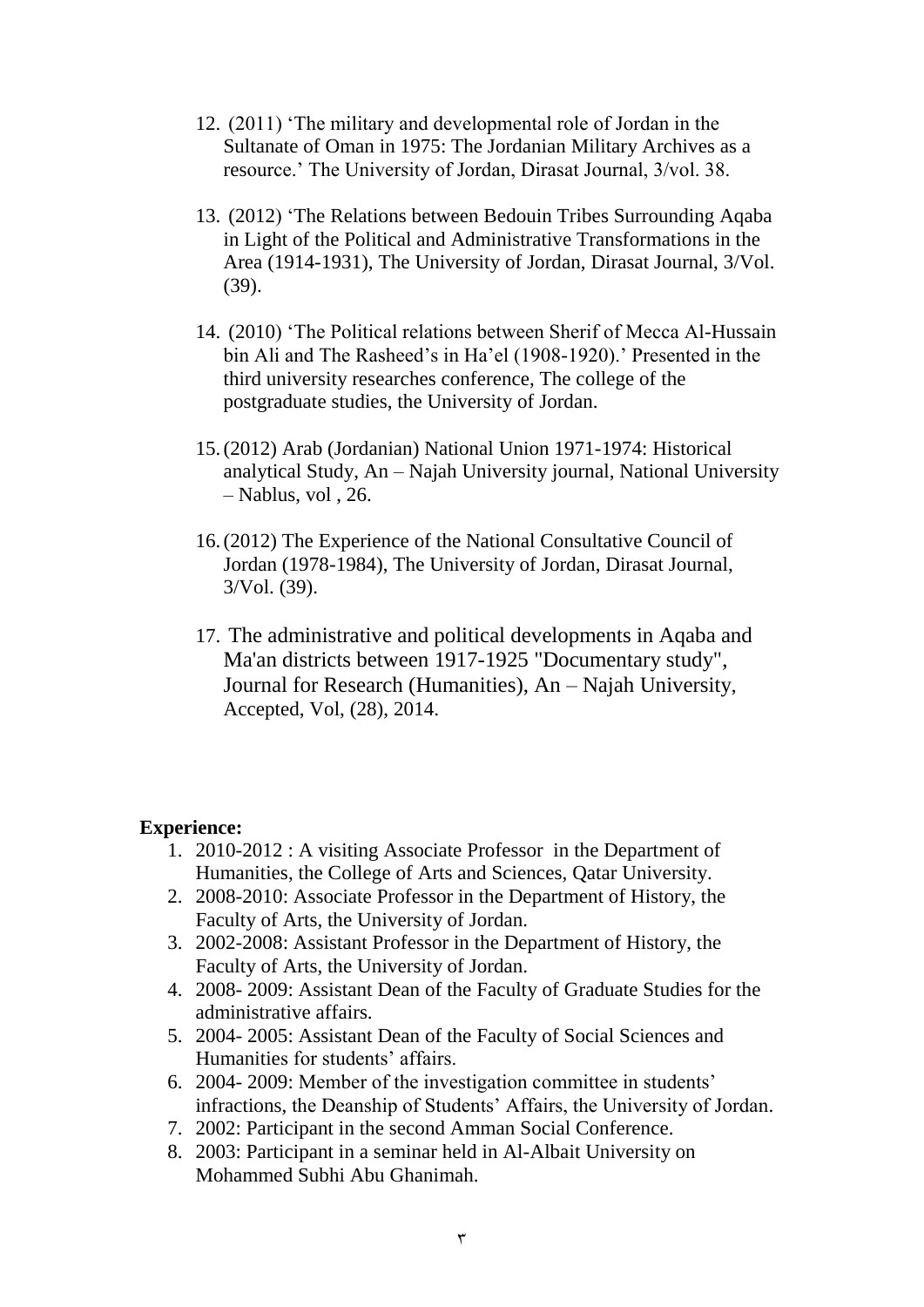12. (2011) 'The military and developmental role of Jordan in the Sultanate of Oman in 1975: The Jordanian Military Archives as a resource.' The University of Jordan, Dirasat Journal, 3/vol. 38.

13. (2012) 'The Relations between Bedouin Tribes Surrounding Aqaba in Light of the Political and Administrative Transformations in the Area (1914-1931), The University of Jordan, Dirasat Journal, 3/Vol. (39).

14. (2010) 'The Political relations between Sherif of Mecca Al-Hussain bin Ali and The Rasheed's in Ha'el (1908-1920).' Presented in the third university researches conference, The college of the postgraduate studies, the University of Jordan.

15. (2012) Arab (Jordanian) National Union 1971-1974: Historical analytical Study, An – Najah University journal, National University – Nablus, vol , 26.

16. (2012) The Experience of the National Consultative Council of Jordan (1978-1984), The University of Jordan, Dirasat Journal, 3/Vol. (39).

17. The administrative and political developments in Aqaba and Ma'an districts between 1917-1925 "Documentary study", Journal for Research (Humanities), An – Najah University, Accepted, Vol, (28), 2014.

**Experience:**

1. 2010-2012 : A visiting Associate Professor in the Department of Humanities, the College of Arts and Sciences, Qatar University.
2. 2008-2010: Associate Professor in the Department of History, the Faculty of Arts, the University of Jordan.
3. 2002-2008: Assistant Professor in the Department of History, the Faculty of Arts, the University of Jordan.
4. 2008- 2009: Assistant Dean of the Faculty of Graduate Studies for the administrative affairs.
5. 2004- 2005: Assistant Dean of the Faculty of Social Sciences and Humanities for students' affairs.
6. 2004- 2009: Member of the investigation committee in students' infractions, the Deanship of Students' Affairs, the University of Jordan.
7. 2002: Participant in the second Amman Social Conference.
8. 2003: Participant in a seminar held in Al-Albait University on Mohammed Subhi Abu Ghanimah.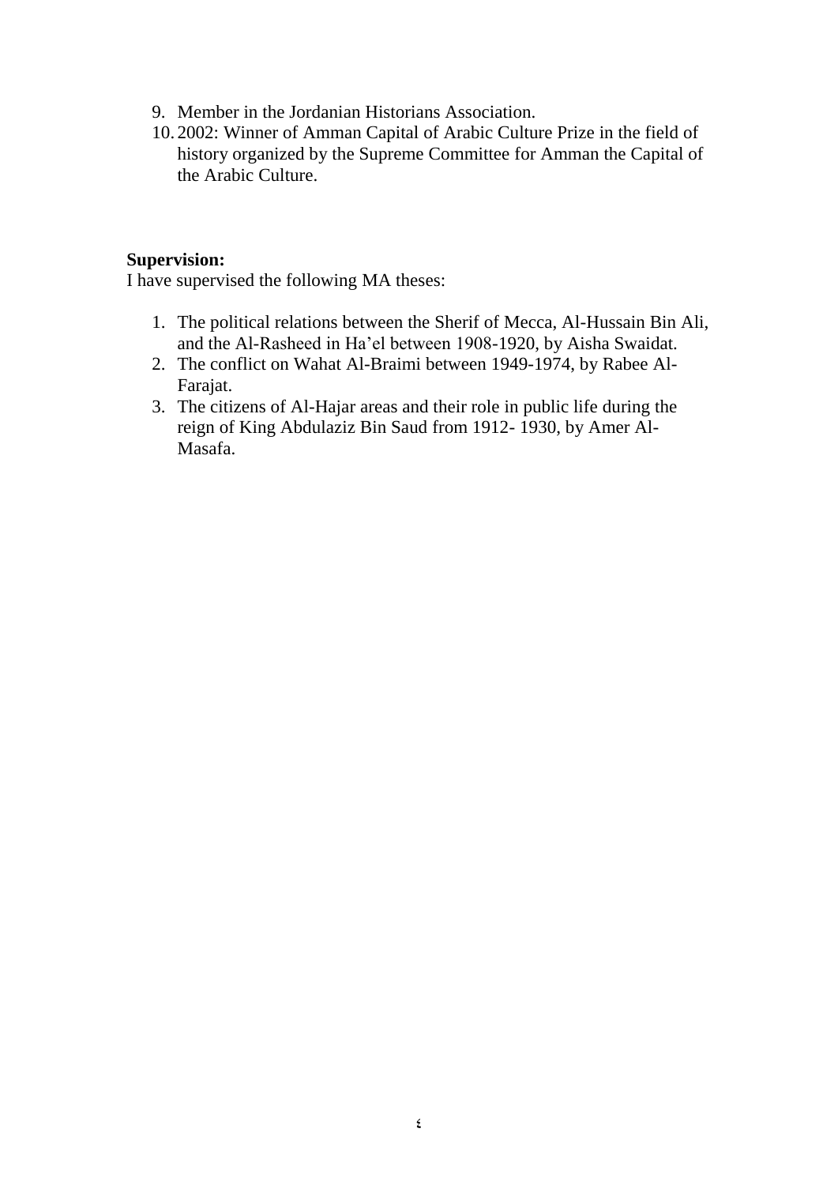9. Member in the Jordanian Historians Association.
10. 2002: Winner of Amman Capital of Arabic Culture Prize in the field of history organized by the Supreme Committee for Amman the Capital of the Arabic Culture.

**Supervision:**
I have supervised the following MA theses:

1. The political relations between the Sherif of Mecca, Al-Hussain Bin Ali, and the Al-Rasheed in Ha'el between 1908-1920, by Aisha Swaidat.
2. The conflict on Wahat Al-Braimi between 1949-1974, by Rabee Al-Farajat.
3. The citizens of Al-Hajar areas and their role in public life during the reign of King Abdulaziz Bin Saud from 1912- 1930, by Amer Al-Masafa.